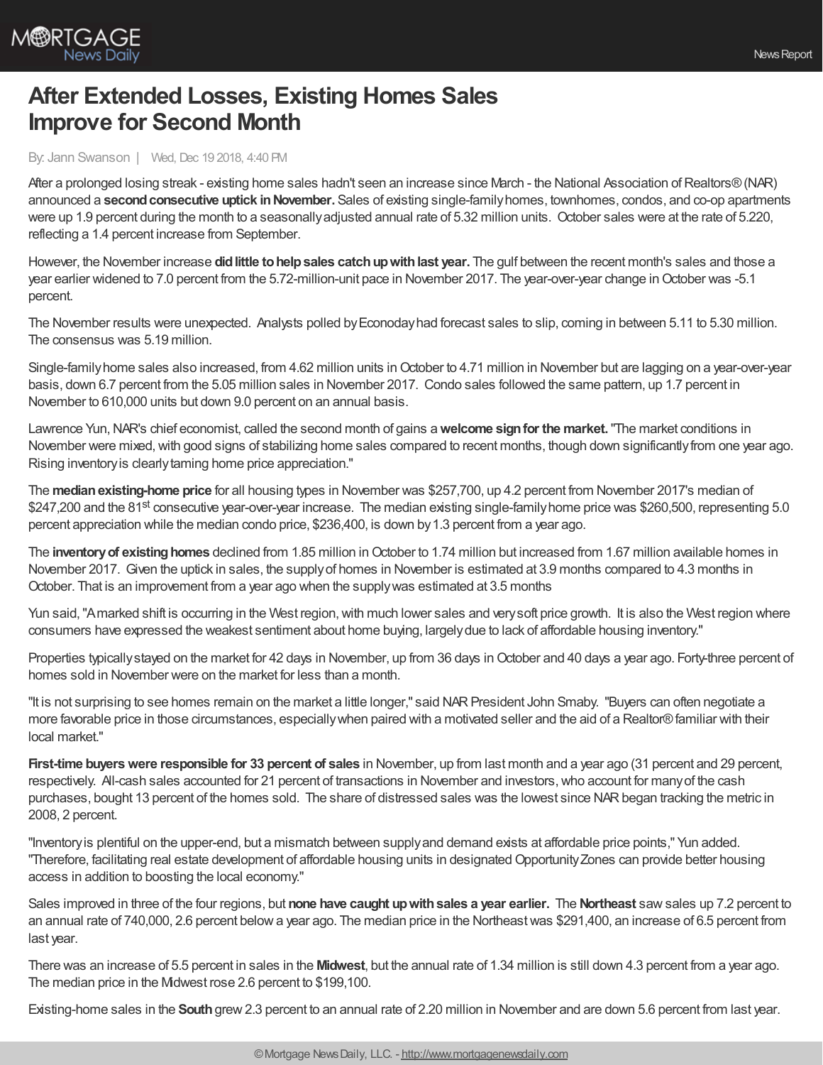# After Extended Losses, Existing Homes Sales Improve for Second Month

By: Jann Swanson | Wed, Dec 19 2018, 4:40 PM

After a prolonged losing streak - existing home sales hadn't seen an increase since March - the National Association of Realtors® (NAR) announced a **second consecutive uptick in November.** Sales of existing single-family homes, townhomes, condos, and co-op apartments were up 1.9 percent during the month to a seasonally adjusted annual rate of 5.32 million units. October sales were at the rate of 5.220, reflecting a 1.4 percent increase from September.

However, the November increase **did little to help sales catch up with last year.** The gulf between the recent month's sales and those a year earlier widened to 7.0 percent from the 5.72-million-unit pace in November 2017. The year-over-year change in October was -5.1 percent.

The November results were unexpected. Analysts polled by Econoday had forecast sales to slip, coming in between 5.11 to 5.30 million. The consensus was 5.19 million.

Single-family home sales also increased, from 4.62 million units in October to 4.71 million in November but are lagging on a year-over-year basis, down 6.7 percent from the 5.05 million sales in November 2017. Condo sales followed the same pattern, up 1.7 percent in November to 610,000 units but down 9.0 percent on an annual basis.

Lawrence Yun, NAR's chief economist, called the second month of gains a **welcome sign for the market.** "The market conditions in November were mixed, with good signs of stabilizing home sales compared to recent months, though down significantly from one year ago. Rising inventory is clearly taming home price appreciation."

The **median existing-home price** for all housing types in November was $257,700, up 4.2 percent from November 2017's median of $247,200 and the 81st consecutive year-over-year increase. The median existing single-family home price was $260,500, representing 5.0 percent appreciation while the median condo price, $236,400, is down by 1.3 percent from a year ago.

The **inventory of existing homes** declined from 1.85 million in October to 1.74 million but increased from 1.67 million available homes in November 2017. Given the uptick in sales, the supply of homes in November is estimated at 3.9 months compared to 4.3 months in October. That is an improvement from a year ago when the supply was estimated at 3.5 months

Yun said, "A marked shift is occurring in the West region, with much lower sales and very soft price growth. It is also the West region where consumers have expressed the weakest sentiment about home buying, largely due to lack of affordable housing inventory."

Properties typically stayed on the market for 42 days in November, up from 36 days in October and 40 days a year ago. Forty-three percent of homes sold in November were on the market for less than a month.

"It is not surprising to see homes remain on the market a little longer," said NAR President John Smaby. "Buyers can often negotiate a more favorable price in those circumstances, especially when paired with a motivated seller and the aid of a Realtor® familiar with their local market."

**First-time buyers were responsible for 33 percent of sales** in November, up from last month and a year ago (31 percent and 29 percent, respectively. All-cash sales accounted for 21 percent of transactions in November and investors, who account for many of the cash purchases, bought 13 percent of the homes sold. The share of distressed sales was the lowest since NAR began tracking the metric in 2008, 2 percent.

"Inventory is plentiful on the upper-end, but a mismatch between supply and demand exists at affordable price points," Yun added. "Therefore, facilitating real estate development of affordable housing units in designated Opportunity Zones can provide better housing access in addition to boosting the local economy."

Sales improved in three of the four regions, but **none have caught up with sales a year earlier.** The **Northeast** saw sales up 7.2 percent to an annual rate of 740,000, 2.6 percent below a year ago. The median price in the Northeast was $291,400, an increase of 6.5 percent from last year.

There was an increase of 5.5 percent in sales in the **Midwest**, but the annual rate of 1.34 million is still down 4.3 percent from a year ago. The median price in the Midwest rose 2.6 percent to $199,100.

Existing-home sales in the **South** grew 2.3 percent to an annual rate of 2.20 million in November and are down 5.6 percent from last year.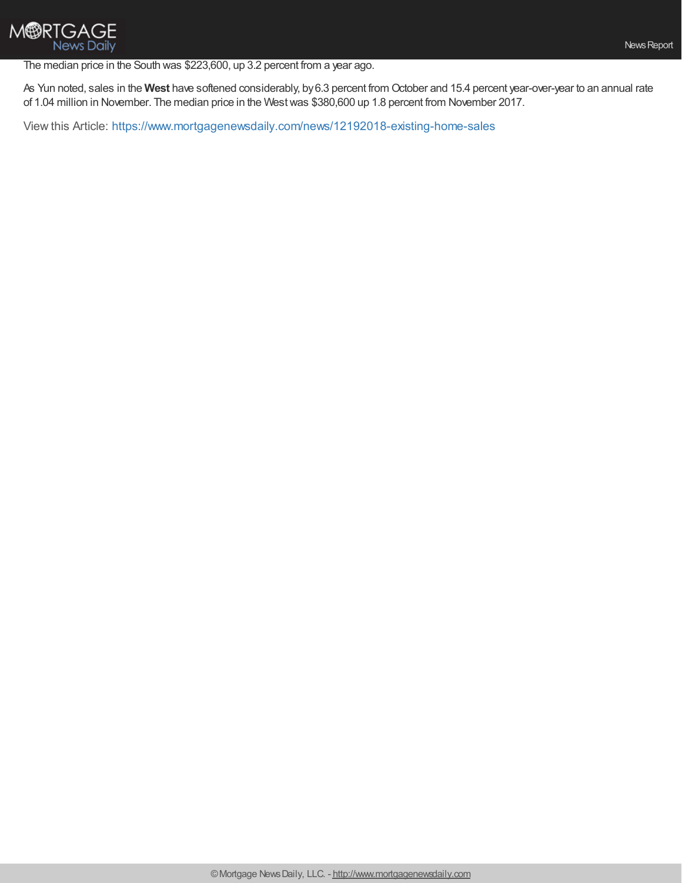The median price in the South was $223,600, up 3.2 percent from a year ago.

As Yun noted, sales in the **West** have softened considerably, by 6.3 percent from October and 15.4 percent year-over-year to an annual rate of 1.04 million in November. The median price in the West was $380,600 up 1.8 percent from November 2017.

View this Article: https://www.mortgagenewsdaily.com/news/12192018-existing-home-sales